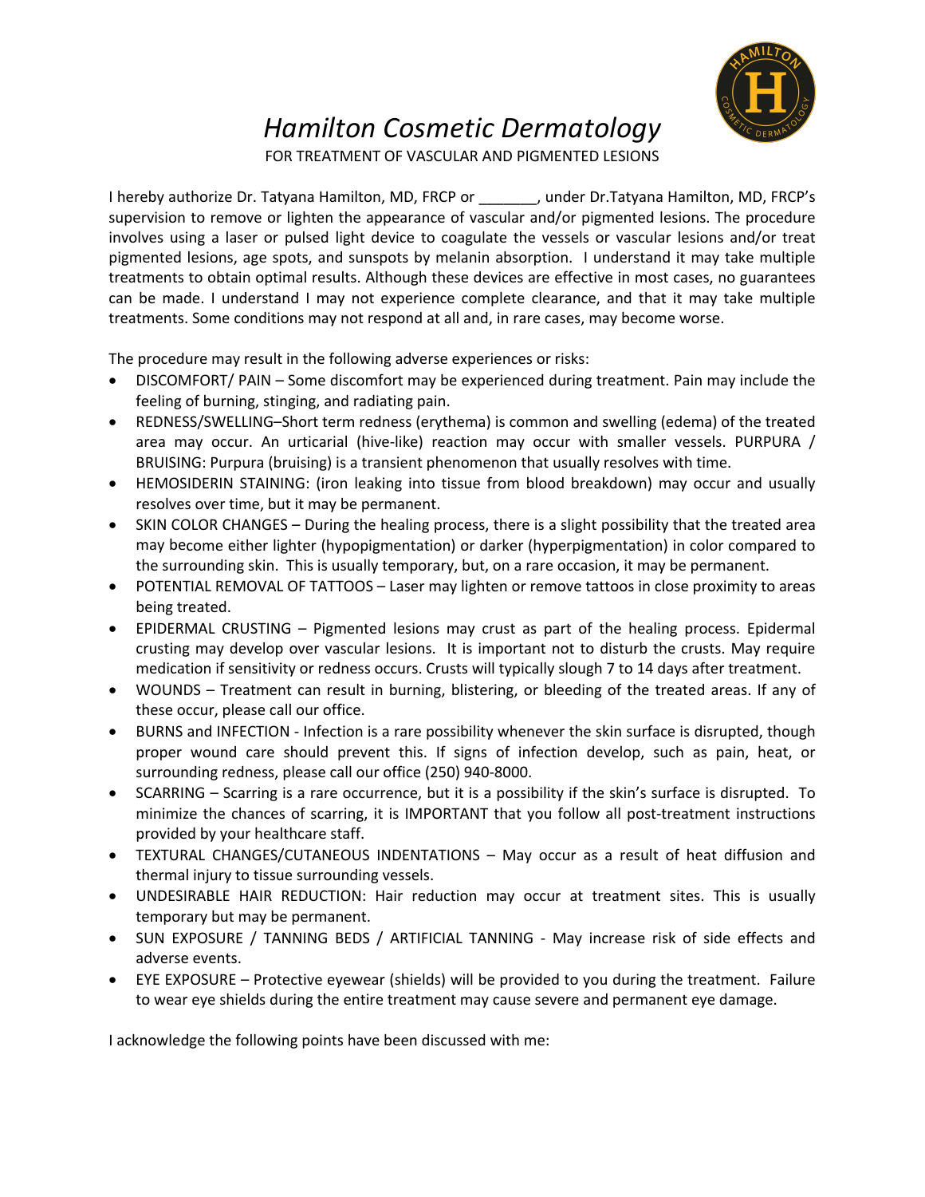# *Hamilton Cosmetic Dermatology*

FOR TREATMENT OF VASCULAR AND PIGMENTED LESIONS

I hereby authorize Dr. Tatyana Hamilton, MD, FRCP or _______, under Dr.Tatyana Hamilton, MD, FRCP's supervision to remove or lighten the appearance of vascular and/or pigmented lesions. The procedure involves using a laser or pulsed light device to coagulate the vessels or vascular lesions and/or treat pigmented lesions, age spots, and sunspots by melanin absorption. I understand it may take multiple treatments to obtain optimal results. Although these devices are effective in most cases, no guarantees can be made. I understand I may not experience complete clearance, and that it may take multiple treatments. Some conditions may not respond at all and, in rare cases, may become worse.

The procedure may result in the following adverse experiences or risks:

- DISCOMFORT/ PAIN – Some discomfort may be experienced during treatment. Pain may include the feeling of burning, stinging, and radiating pain.
- REDNESS/SWELLING–Short term redness (erythema) is common and swelling (edema) of the treated area may occur. An urticarial (hive-like) reaction may occur with smaller vessels. PURPURA / BRUISING: Purpura (bruising) is a transient phenomenon that usually resolves with time.
- HEMOSIDERIN STAINING: (iron leaking into tissue from blood breakdown) may occur and usually resolves over time, but it may be permanent.
- SKIN COLOR CHANGES – During the healing process, there is a slight possibility that the treated area may become either lighter (hypopigmentation) or darker (hyperpigmentation) in color compared to the surrounding skin. This is usually temporary, but, on a rare occasion, it may be permanent.
- POTENTIAL REMOVAL OF TATTOOS – Laser may lighten or remove tattoos in close proximity to areas being treated.
- EPIDERMAL CRUSTING – Pigmented lesions may crust as part of the healing process. Epidermal crusting may develop over vascular lesions. It is important not to disturb the crusts. May require medication if sensitivity or redness occurs. Crusts will typically slough 7 to 14 days after treatment.
- WOUNDS – Treatment can result in burning, blistering, or bleeding of the treated areas. If any of these occur, please call our office.
- BURNS and INFECTION - Infection is a rare possibility whenever the skin surface is disrupted, though proper wound care should prevent this. If signs of infection develop, such as pain, heat, or surrounding redness, please call our office (250) 940-8000.
- SCARRING – Scarring is a rare occurrence, but it is a possibility if the skin's surface is disrupted. To minimize the chances of scarring, it is IMPORTANT that you follow all post-treatment instructions provided by your healthcare staff.
- TEXTURAL CHANGES/CUTANEOUS INDENTATIONS – May occur as a result of heat diffusion and thermal injury to tissue surrounding vessels.
- UNDESIRABLE HAIR REDUCTION: Hair reduction may occur at treatment sites. This is usually temporary but may be permanent.
- SUN EXPOSURE / TANNING BEDS / ARTIFICIAL TANNING - May increase risk of side effects and adverse events.
- EYE EXPOSURE – Protective eyewear (shields) will be provided to you during the treatment. Failure to wear eye shields during the entire treatment may cause severe and permanent eye damage.

I acknowledge the following points have been discussed with me: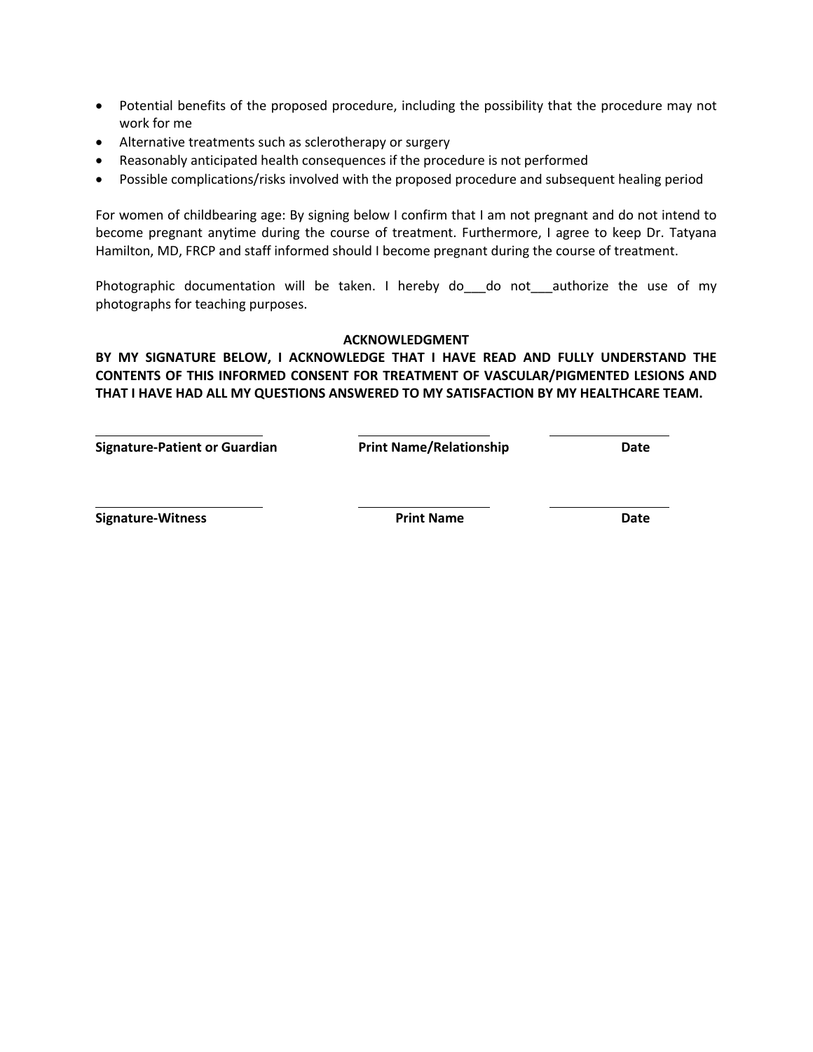- Potential benefits of the proposed procedure, including the possibility that the procedure may not work for me
- Alternative treatments such as sclerotherapy or surgery
- Reasonably anticipated health consequences if the procedure is not performed
- Possible complications/risks involved with the proposed procedure and subsequent healing period

For women of childbearing age: By signing below I confirm that I am not pregnant and do not intend to become pregnant anytime during the course of treatment. Furthermore, I agree to keep Dr. Tatyana Hamilton, MD, FRCP and staff informed should I become pregnant during the course of treatment.

Photographic documentation will be taken. I hereby do___do not___authorize the use of my photographs for teaching purposes.

**ACKNOWLEDGMENT**

**BY MY SIGNATURE BELOW, I ACKNOWLEDGE THAT I HAVE READ AND FULLY UNDERSTAND THE CONTENTS OF THIS INFORMED CONSENT FOR TREATMENT OF VASCULAR/PIGMENTED LESIONS AND THAT I HAVE HAD ALL MY QUESTIONS ANSWERED TO MY SATISFACTION BY MY HEALTHCARE TEAM.**

| | | |
|---|---|---|
| ______________________ | ______________________ | ______________________ |
| **Signature-Patient or Guardian** | **Print Name/Relationship** | **Date** |
| ______________________ | ______________________ | ______________________ |
| **Signature-Witness** | **Print Name** | **Date** |